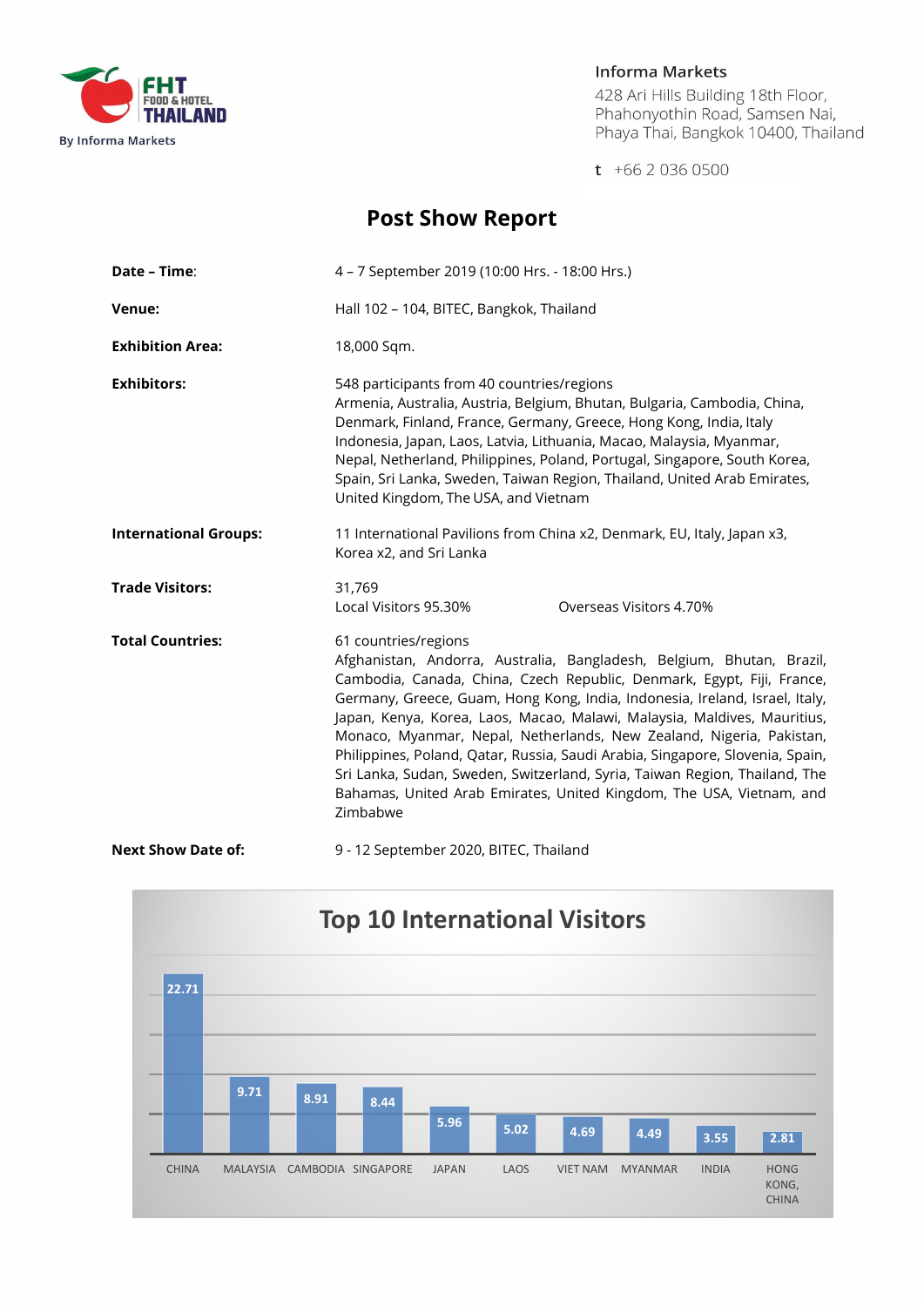FHT FOOD & HOTEL THAILAND

By Informa Markets

Informa Markets
428 Ari Hills Building 18th Floor,
Phahonyothin Road, Samsen Nai,
Phaya Thai, Bangkok 10400, Thailand

t +66 2 036 0500

# Post Show Report

| | |
|---|---|
| **Date – Time**: | 4 – 7 September 2019 (10:00 Hrs. - 18:00 Hrs.) |
| **Venue:** | Hall 102 – 104, BITEC, Bangkok, Thailand |
| **Exhibition Area:** | 18,000 Sqm. |
| **Exhibitors:** | 548 participants from 40 countries/regions<br>Armenia, Australia, Austria, Belgium, Bhutan, Bulgaria, Cambodia, China, Denmark, Finland, France, Germany, Greece, Hong Kong, India, Italy Indonesia, Japan, Laos, Latvia, Lithuania, Macao, Malaysia, Myanmar, Nepal, Netherland, Philippines, Poland, Portugal, Singapore, South Korea, Spain, Sri Lanka, Sweden, Taiwan Region, Thailand, United Arab Emirates, United Kingdom, The USA, and Vietnam |
| **International Groups:** | 11 International Pavilions from China x2, Denmark, EU, Italy, Japan x3, Korea x2, and Sri Lanka |
| **Trade Visitors:** | 31,769<br>Local Visitors 95.30% Overseas Visitors 4.70% |
| **Total Countries:** | 61 countries/regions<br>Afghanistan, Andorra, Australia, Bangladesh, Belgium, Bhutan, Brazil, Cambodia, Canada, China, Czech Republic, Denmark, Egypt, Fiji, France, Germany, Greece, Guam, Hong Kong, India, Indonesia, Ireland, Israel, Italy, Japan, Kenya, Korea, Laos, Macao, Malawi, Malaysia, Maldives, Mauritius, Monaco, Myanmar, Nepal, Netherlands, New Zealand, Nigeria, Pakistan, Philippines, Poland, Qatar, Russia, Saudi Arabia, Singapore, Slovenia, Spain, Sri Lanka, Sudan, Sweden, Switzerland, Syria, Taiwan Region, Thailand, The Bahamas, United Arab Emirates, United Kingdom, The USA, Vietnam, and Zimbabwe |
| **Next Show Date of:** | 9 - 12 September 2020, BITEC, Thailand |

## Top 10 International Visitors

| Country | Value |
|---|---|
| CHINA | 22.71 |
| MALAYSIA | 9.71 |
| CAMBODIA | 8.91 |
| SINGAPORE | 8.44 |
| JAPAN | 5.96 |
| LAOS | 5.02 |
| VIET NAM | 4.69 |
| MYANMAR | 4.49 |
| INDIA | 3.55 |
| HONG KONG, CHINA | 2.81 |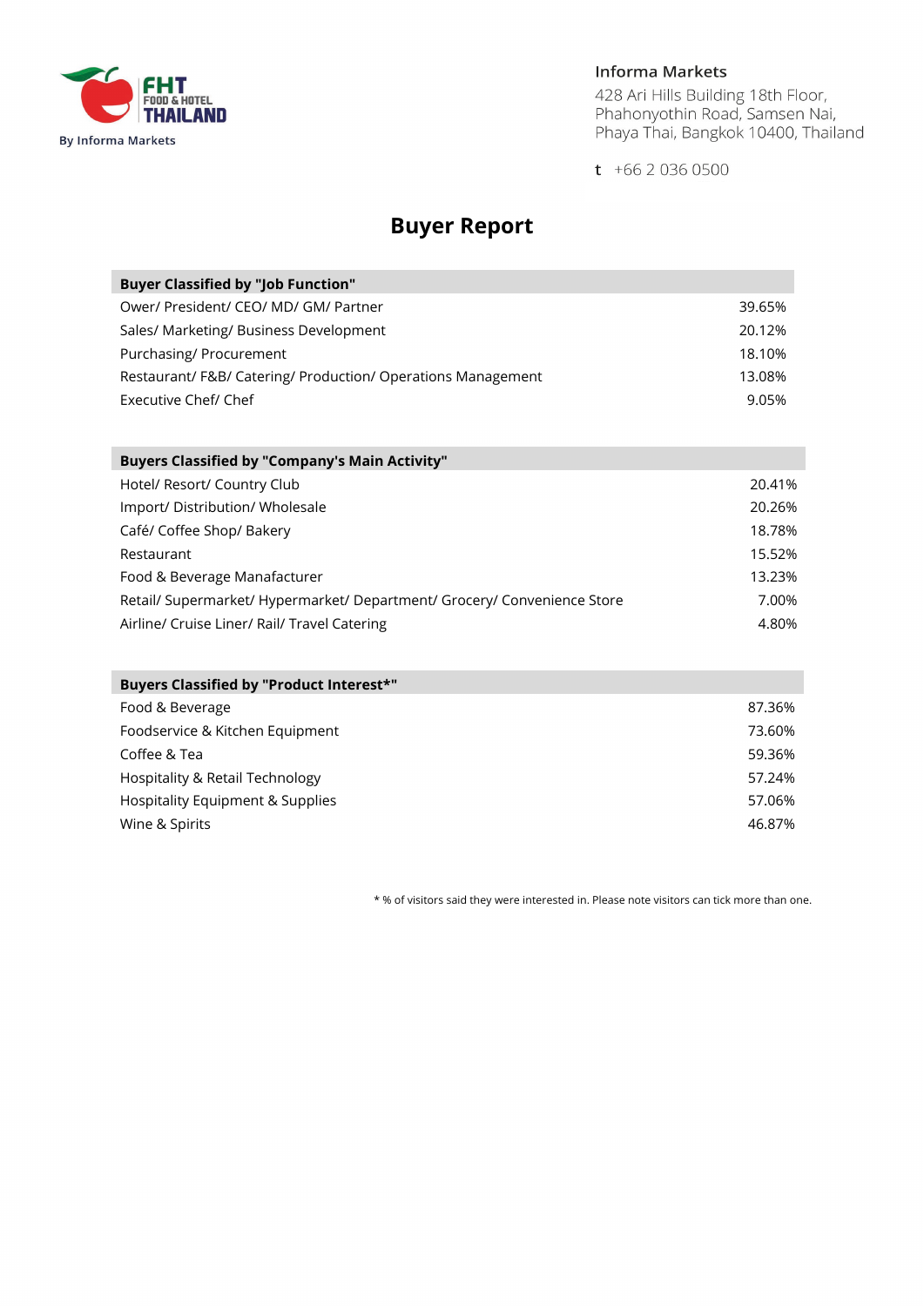FHT FOOD & HOTEL THAILAND
By Informa Markets

**Informa Markets**
428 Ari Hills Building 18th Floor,
Phahonyothin Road, Samsen Nai,
Phaya Thai, Bangkok 10400, Thailand

t +66 2 036 0500

# Buyer Report

| Buyer Classified by "Job Function" | |
|---|---|
| Ower/ President/ CEO/ MD/ GM/ Partner | 39.65% |
| Sales/ Marketing/ Business Development | 20.12% |
| Purchasing/ Procurement | 18.10% |
| Restaurant/ F&B/ Catering/ Production/ Operations Management | 13.08% |
| Executive Chef/ Chef | 9.05% |

| Buyers Classified by "Company's Main Activity" | |
|---|---|
| Hotel/ Resort/ Country Club | 20.41% |
| Import/ Distribution/ Wholesale | 20.26% |
| Café/ Coffee Shop/ Bakery | 18.78% |
| Restaurant | 15.52% |
| Food & Beverage Manufacturer | 13.23% |
| Retail/ Supermarket/ Hypermarket/ Department/ Grocery/ Convenience Store | 7.00% |
| Airline/ Cruise Liner/ Rail/ Travel Catering | 4.80% |

| Buyers Classified by "Product Interest*" | |
|---|---|
| Food & Beverage | 87.36% |
| Foodservice & Kitchen Equipment | 73.60% |
| Coffee & Tea | 59.36% |
| Hospitality & Retail Technology | 57.24% |
| Hospitality Equipment & Supplies | 57.06% |
| Wine & Spirits | 46.87% |

* % of visitors said they were interested in. Please note visitors can tick more than one.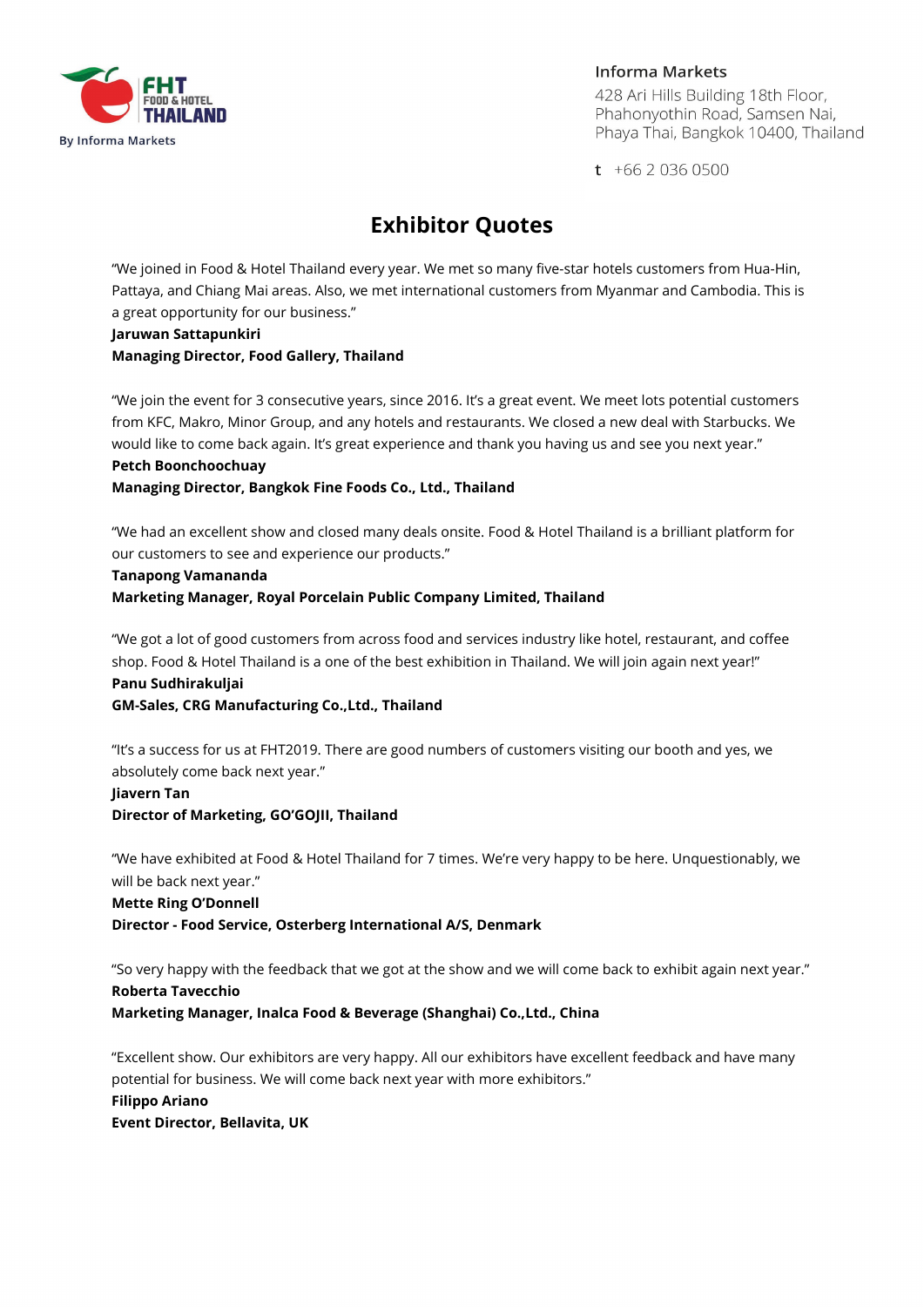Informa Markets
428 Ari Hills Building 18th Floor,
Phahonyothin Road, Samsen Nai,
Phaya Thai, Bangkok 10400, Thailand

t +66 2 036 0500

# Exhibitor Quotes

"We joined in Food & Hotel Thailand every year. We met so many five-star hotels customers from Hua-Hin, Pattaya, and Chiang Mai areas. Also, we met international customers from Myanmar and Cambodia. This is a great opportunity for our business."
**Jaruwan Sattapunkiri**
**Managing Director, Food Gallery, Thailand**

"We join the event for 3 consecutive years, since 2016. It's a great event. We meet lots potential customers from KFC, Makro, Minor Group, and any hotels and restaurants. We closed a new deal with Starbucks. We would like to come back again. It's great experience and thank you having us and see you next year."
**Petch Boonchoochuay**
**Managing Director, Bangkok Fine Foods Co., Ltd., Thailand**

"We had an excellent show and closed many deals onsite. Food & Hotel Thailand is a brilliant platform for our customers to see and experience our products."
**Tanapong Vamananda**
**Marketing Manager, Royal Porcelain Public Company Limited, Thailand**

"We got a lot of good customers from across food and services industry like hotel, restaurant, and coffee shop. Food & Hotel Thailand is a one of the best exhibition in Thailand. We will join again next year!"
**Panu Sudhirakuljai**
**GM-Sales, CRG Manufacturing Co.,Ltd., Thailand**

"It's a success for us at FHT2019. There are good numbers of customers visiting our booth and yes, we absolutely come back next year."
**Jiavern Tan**
**Director of Marketing, GO'GOJII, Thailand**

"We have exhibited at Food & Hotel Thailand for 7 times. We're very happy to be here. Unquestionably, we will be back next year."
**Mette Ring O'Donnell**
**Director - Food Service, Osterberg International A/S, Denmark**

"So very happy with the feedback that we got at the show and we will come back to exhibit again next year."
**Roberta Tavecchio**
**Marketing Manager, Inalca Food & Beverage (Shanghai) Co.,Ltd., China**

"Excellent show. Our exhibitors are very happy. All our exhibitors have excellent feedback and have many potential for business. We will come back next year with more exhibitors."
**Filippo Ariano**
**Event Director, Bellavita, UK**